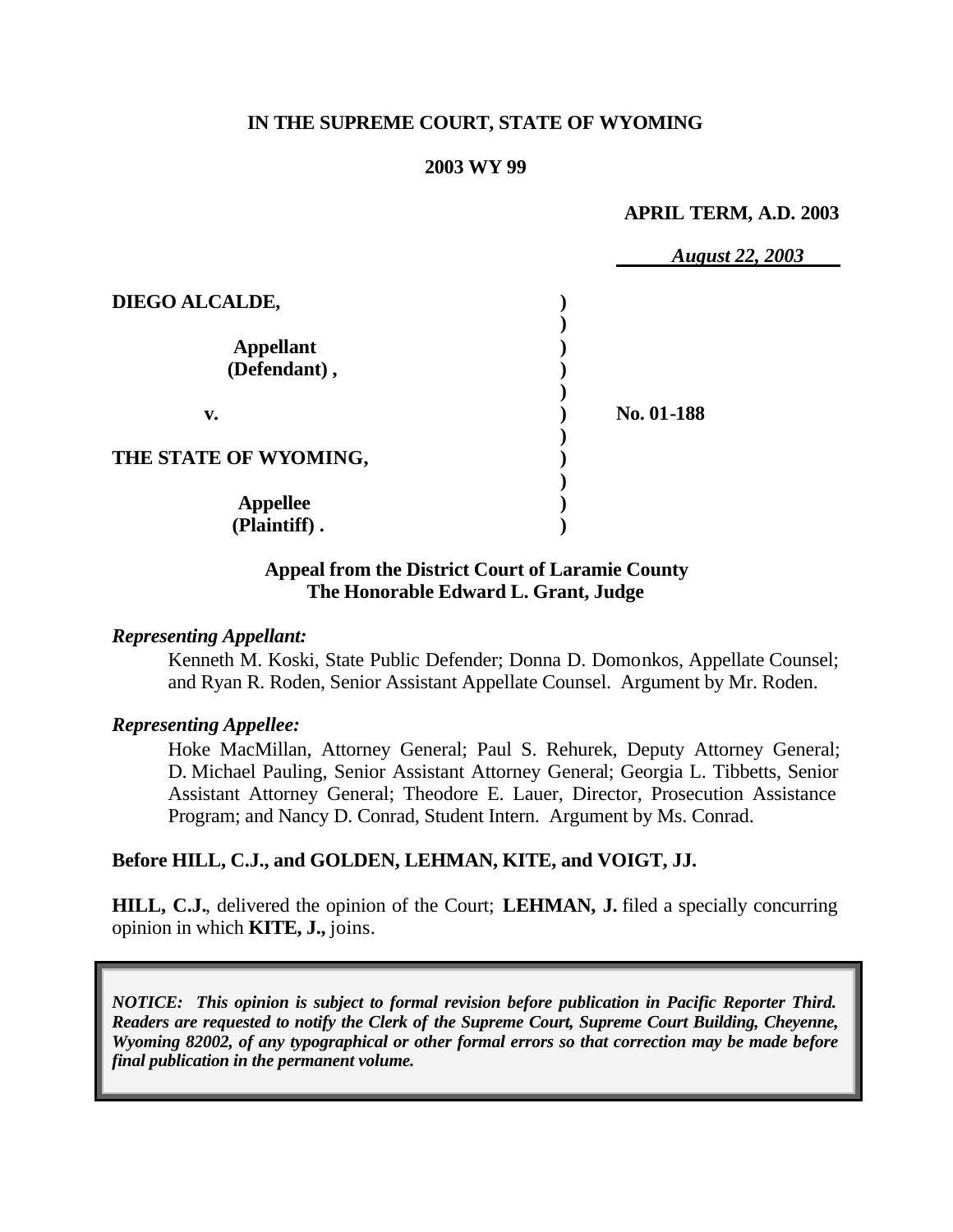**IN THE SUPREME COURT, STATE OF WYOMING**

**2003 WY 99**

**APRIL TERM, A.D. 2003**

*August 22, 2003*

| | | |
|---|---|---|
| **DIEGO ALCALDE,** | **)** | |
| | **)** | |
| **Appellant** | **)** | |
| **(Defendant) ,** | **)** | |
| | **)** | |
| **v.** | **)** | **No. 01-188** |
| | **)** | |
| **THE STATE OF WYOMING,** | **)** | |
| | **)** | |
| **Appellee** | **)** | |
| **(Plaintiff) .** | **)** | |

**Appeal from the District Court of Laramie County**
**The Honorable Edward L. Grant, Judge**

*Representing Appellant:*

Kenneth M. Koski, State Public Defender; Donna D. Domonkos, Appellate Counsel; and Ryan R. Roden, Senior Assistant Appellate Counsel. Argument by Mr. Roden.

*Representing Appellee:*

Hoke MacMillan, Attorney General; Paul S. Rehurek, Deputy Attorney General; D. Michael Pauling, Senior Assistant Attorney General; Georgia L. Tibbetts, Senior Assistant Attorney General; Theodore E. Lauer, Director, Prosecution Assistance Program; and Nancy D. Conrad, Student Intern. Argument by Ms. Conrad.

**Before HILL, C.J., and GOLDEN, LEHMAN, KITE, and VOIGT, JJ.**

**HILL, C.J.**, delivered the opinion of the Court; **LEHMAN, J.** filed a specially concurring opinion in which **KITE, J.,** joins.

***NOTICE: This opinion is subject to formal revision before publication in Pacific Reporter Third. Readers are requested to notify the Clerk of the Supreme Court, Supreme Court Building, Cheyenne, Wyoming 82002, of any typographical or other formal errors so that correction may be made before final publication in the permanent volume.***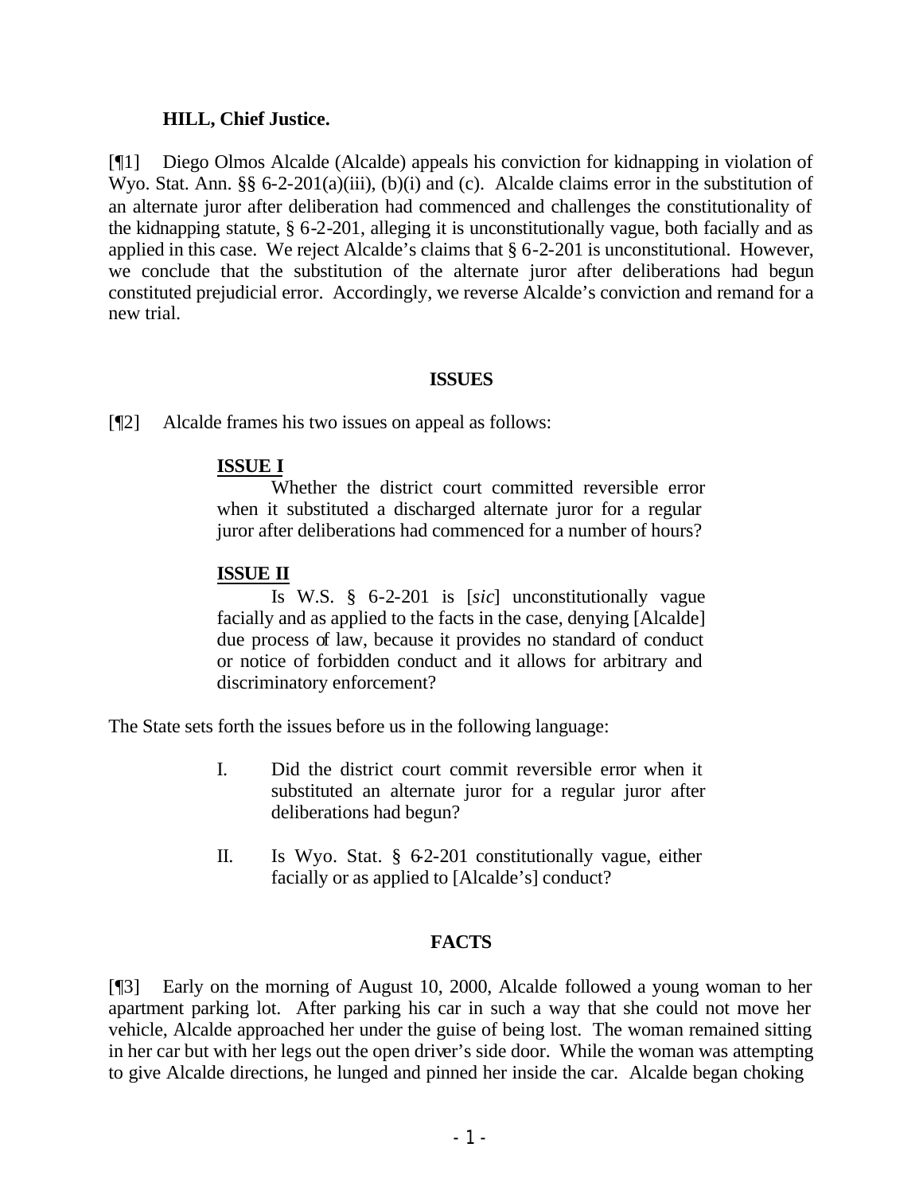**HILL, Chief Justice.**

[¶1] Diego Olmos Alcalde (Alcalde) appeals his conviction for kidnapping in violation of Wyo. Stat. Ann. §§ 6-2-201(a)(iii), (b)(i) and (c). Alcalde claims error in the substitution of an alternate juror after deliberation had commenced and challenges the constitutionality of the kidnapping statute, § 6-2-201, alleging it is unconstitutionally vague, both facially and as applied in this case. We reject Alcalde's claims that § 6-2-201 is unconstitutional. However, we conclude that the substitution of the alternate juror after deliberations had begun constituted prejudicial error. Accordingly, we reverse Alcalde's conviction and remand for a new trial.

## ISSUES

[¶2] Alcalde frames his two issues on appeal as follows:

> **ISSUE I**
>
> Whether the district court committed reversible error when it substituted a discharged alternate juror for a regular juror after deliberations had commenced for a number of hours?
>
> **ISSUE II**
>
> Is W.S. § 6-2-201 is [*sic*] unconstitutionally vague facially and as applied to the facts in the case, denying [Alcalde] due process of law, because it provides no standard of conduct or notice of forbidden conduct and it allows for arbitrary and discriminatory enforcement?

The State sets forth the issues before us in the following language:

> I. Did the district court commit reversible error when it substituted an alternate juror for a regular juror after deliberations had begun?
>
> II. Is Wyo. Stat. § 6-2-201 constitutionally vague, either facially or as applied to [Alcalde's] conduct?

## FACTS

[¶3] Early on the morning of August 10, 2000, Alcalde followed a young woman to her apartment parking lot. After parking his car in such a way that she could not move her vehicle, Alcalde approached her under the guise of being lost. The woman remained sitting in her car but with her legs out the open driver's side door. While the woman was attempting to give Alcalde directions, he lunged and pinned her inside the car. Alcalde began choking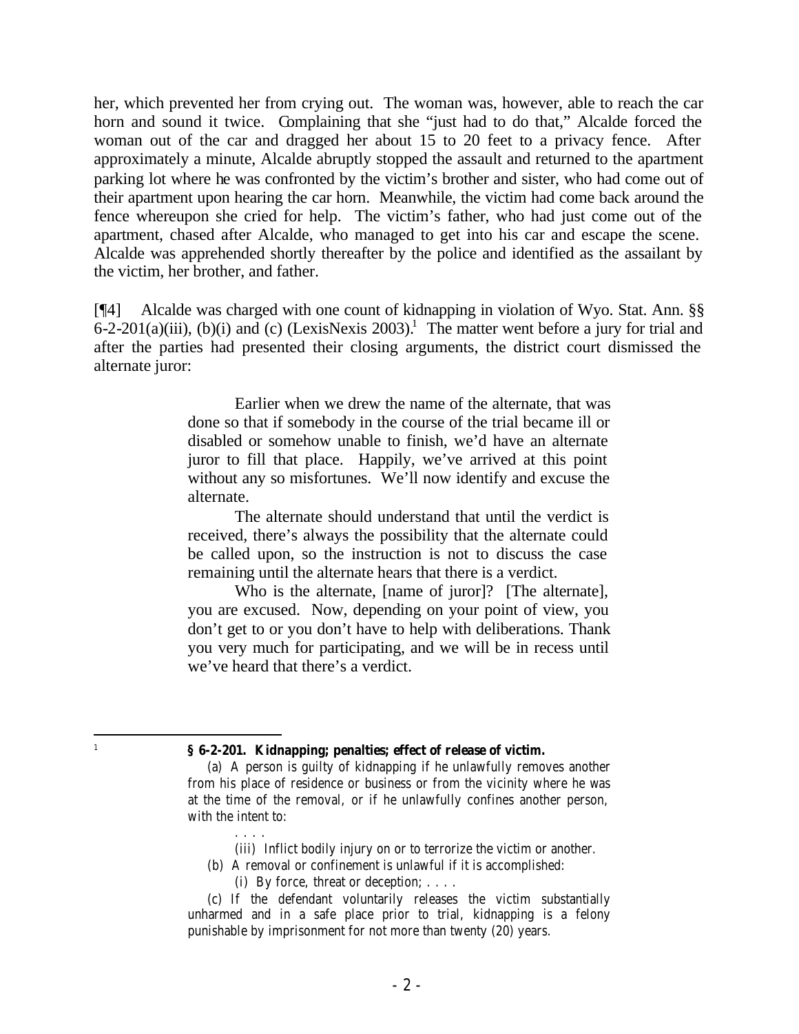her, which prevented her from crying out. The woman was, however, able to reach the car horn and sound it twice. Complaining that she "just had to do that," Alcalde forced the woman out of the car and dragged her about 15 to 20 feet to a privacy fence. After approximately a minute, Alcalde abruptly stopped the assault and returned to the apartment parking lot where he was confronted by the victim's brother and sister, who had come out of their apartment upon hearing the car horn. Meanwhile, the victim had come back around the fence whereupon she cried for help. The victim's father, who had just come out of the apartment, chased after Alcalde, who managed to get into his car and escape the scene. Alcalde was apprehended shortly thereafter by the police and identified as the assailant by the victim, her brother, and father.

[¶4] Alcalde was charged with one count of kidnapping in violation of Wyo. Stat. Ann. §§ 6-2-201(a)(iii), (b)(i) and (c) (LexisNexis 2003).[1] The matter went before a jury for trial and after the parties had presented their closing arguments, the district court dismissed the alternate juror:

> Earlier when we drew the name of the alternate, that was done so that if somebody in the course of the trial became ill or disabled or somehow unable to finish, we'd have an alternate juror to fill that place. Happily, we've arrived at this point without any so misfortunes. We'll now identify and excuse the alternate.
>
> The alternate should understand that until the verdict is received, there's always the possibility that the alternate could be called upon, so the instruction is not to discuss the case remaining until the alternate hears that there is a verdict.
>
> Who is the alternate, [name of juror]? [The alternate], you are excused. Now, depending on your point of view, you don't get to or you don't have to help with deliberations. Thank you very much for participating, and we will be in recess until we've heard that there's a verdict.

---

[1] **§ 6-2-201. Kidnapping; penalties; effect of release of victim.**

(a) A person is guilty of kidnapping if he unlawfully removes another from his place of residence or business or from the vicinity where he was at the time of the removal, or if he unlawfully confines another person, with the intent to:

. . . .

(iii) Inflict bodily injury on or to terrorize the victim or another.

(b) A removal or confinement is unlawful if it is accomplished:

(i) By force, threat or deception; . . . .

(c) If the defendant voluntarily releases the victim substantially unharmed and in a safe place prior to trial, kidnapping is a felony punishable by imprisonment for not more than twenty (20) years.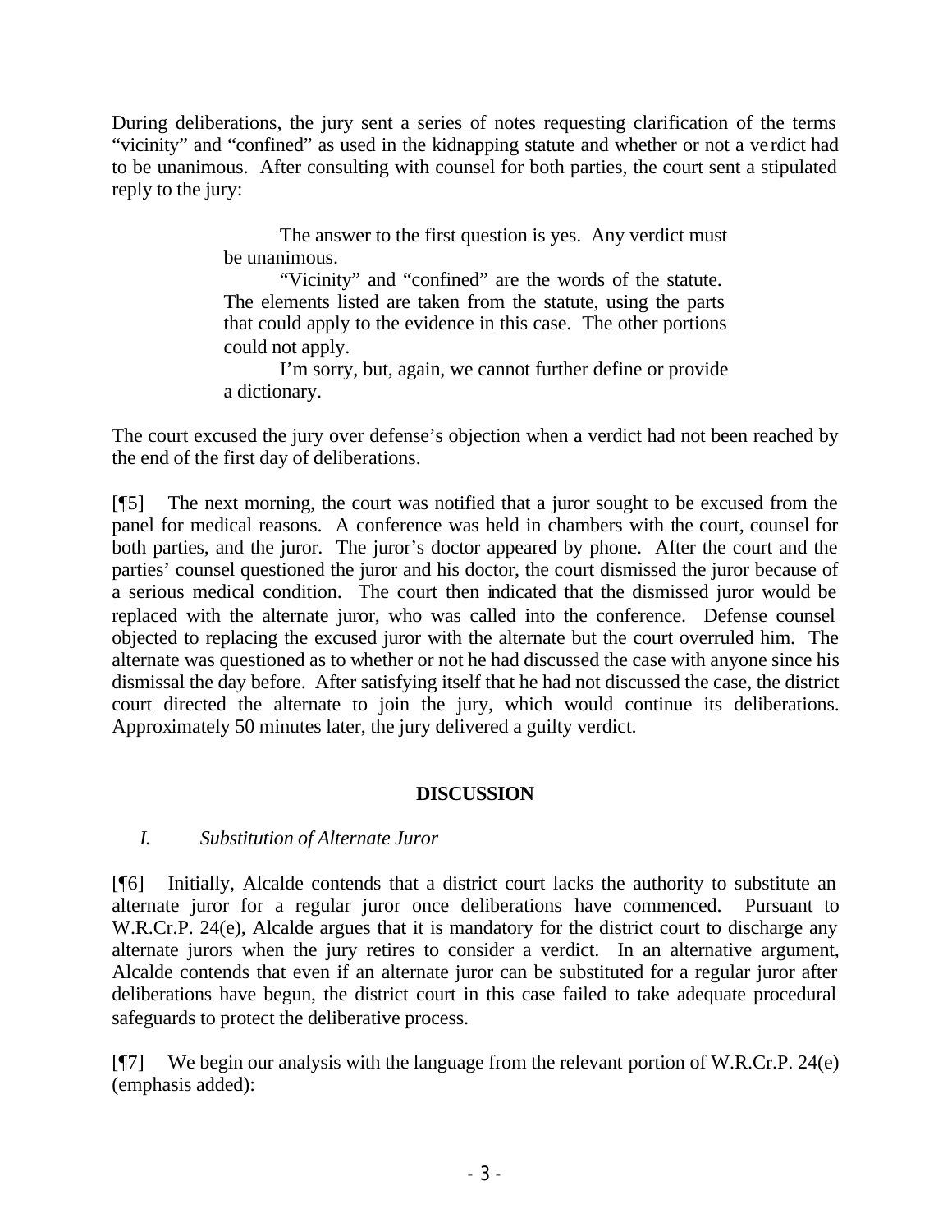During deliberations, the jury sent a series of notes requesting clarification of the terms "vicinity" and "confined" as used in the kidnapping statute and whether or not a verdict had to be unanimous. After consulting with counsel for both parties, the court sent a stipulated reply to the jury:

> The answer to the first question is yes. Any verdict must be unanimous.
>
> "Vicinity" and "confined" are the words of the statute. The elements listed are taken from the statute, using the parts that could apply to the evidence in this case. The other portions could not apply.
>
> I'm sorry, but, again, we cannot further define or provide a dictionary.

The court excused the jury over defense's objection when a verdict had not been reached by the end of the first day of deliberations.

[¶5] The next morning, the court was notified that a juror sought to be excused from the panel for medical reasons. A conference was held in chambers with the court, counsel for both parties, and the juror. The juror's doctor appeared by phone. After the court and the parties' counsel questioned the juror and his doctor, the court dismissed the juror because of a serious medical condition. The court then indicated that the dismissed juror would be replaced with the alternate juror, who was called into the conference. Defense counsel objected to replacing the excused juror with the alternate but the court overruled him. The alternate was questioned as to whether or not he had discussed the case with anyone since his dismissal the day before. After satisfying itself that he had not discussed the case, the district court directed the alternate to join the jury, which would continue its deliberations. Approximately 50 minutes later, the jury delivered a guilty verdict.

## DISCUSSION

### *I. Substitution of Alternate Juror*

[¶6] Initially, Alcalde contends that a district court lacks the authority to substitute an alternate juror for a regular juror once deliberations have commenced. Pursuant to W.R.Cr.P. 24(e), Alcalde argues that it is mandatory for the district court to discharge any alternate jurors when the jury retires to consider a verdict. In an alternative argument, Alcalde contends that even if an alternate juror can be substituted for a regular juror after deliberations have begun, the district court in this case failed to take adequate procedural safeguards to protect the deliberative process.

[¶7] We begin our analysis with the language from the relevant portion of W.R.Cr.P. 24(e) (emphasis added):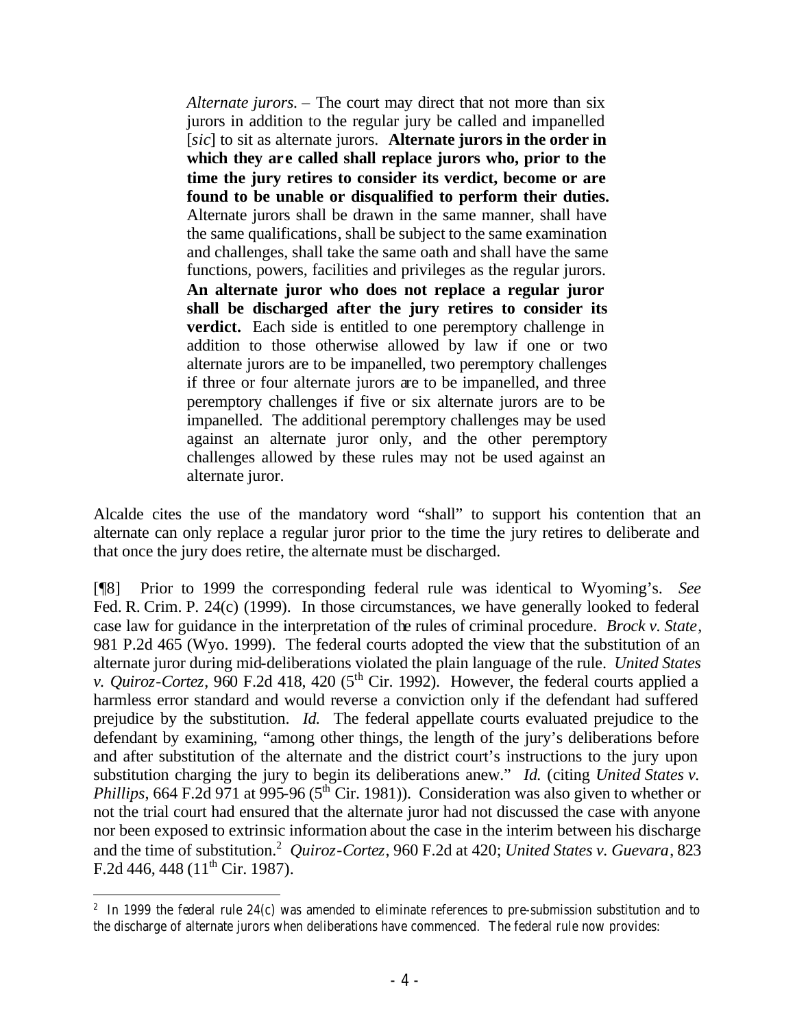> *Alternate jurors.* – The court may direct that not more than six jurors in addition to the regular jury be called and impanelled [*sic*] to sit as alternate jurors. **Alternate jurors in the order in which they are called shall replace jurors who, prior to the time the jury retires to consider its verdict, become or are found to be unable or disqualified to perform their duties.** Alternate jurors shall be drawn in the same manner, shall have the same qualifications, shall be subject to the same examination and challenges, shall take the same oath and shall have the same functions, powers, facilities and privileges as the regular jurors. **An alternate juror who does not replace a regular juror shall be discharged after the jury retires to consider its verdict.** Each side is entitled to one peremptory challenge in addition to those otherwise allowed by law if one or two alternate jurors are to be impanelled, two peremptory challenges if three or four alternate jurors are to be impanelled, and three peremptory challenges if five or six alternate jurors are to be impanelled. The additional peremptory challenges may be used against an alternate juror only, and the other peremptory challenges allowed by these rules may not be used against an alternate juror.

Alcalde cites the use of the mandatory word "shall" to support his contention that an alternate can only replace a regular juror prior to the time the jury retires to deliberate and that once the jury does retire, the alternate must be discharged.

[¶8] Prior to 1999 the corresponding federal rule was identical to Wyoming's. *See* Fed. R. Crim. P. 24(c) (1999). In those circumstances, we have generally looked to federal case law for guidance in the interpretation of the rules of criminal procedure. *Brock v. State*, 981 P.2d 465 (Wyo. 1999). The federal courts adopted the view that the substitution of an alternate juror during mid-deliberations violated the plain language of the rule. *United States v. Quiroz-Cortez*, 960 F.2d 418, 420 (5th Cir. 1992). However, the federal courts applied a harmless error standard and would reverse a conviction only if the defendant had suffered prejudice by the substitution. *Id.* The federal appellate courts evaluated prejudice to the defendant by examining, "among other things, the length of the jury's deliberations before and after substitution of the alternate and the district court's instructions to the jury upon substitution charging the jury to begin its deliberations anew." *Id.* (citing *United States v. Phillips*, 664 F.2d 971 at 995-96 (5th Cir. 1981)). Consideration was also given to whether or not the trial court had ensured that the alternate juror had not discussed the case with anyone nor been exposed to extrinsic information about the case in the interim between his discharge and the time of substitution.[2] *Quiroz-Cortez*, 960 F.2d at 420; *United States v. Guevara*, 823 F.2d 446, 448 (11th Cir. 1987).

---

[2] In 1999 the federal rule 24(c) was amended to eliminate references to pre-submission substitution and to the discharge of alternate jurors when deliberations have commenced. The federal rule now provides: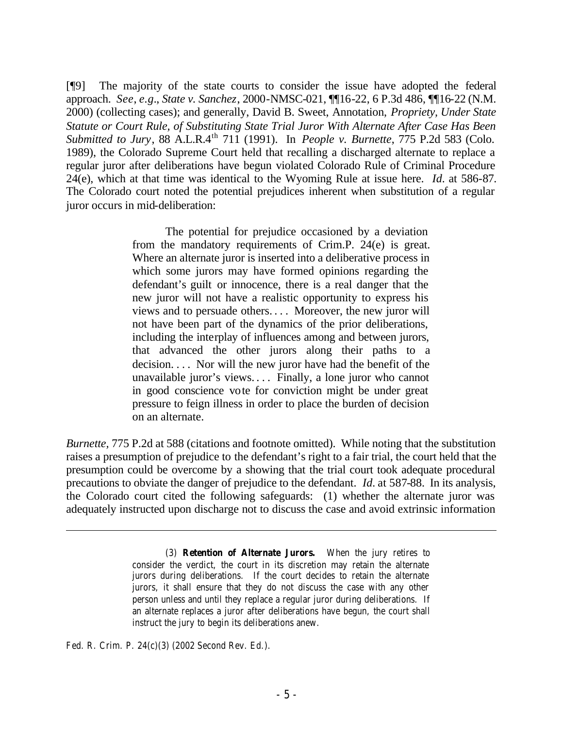[¶9] The majority of the state courts to consider the issue have adopted the federal approach. *See, e.g.*, *State v. Sanchez*, 2000-NMSC-021, ¶¶16-22, 6 P.3d 486, ¶¶16-22 (N.M. 2000) (collecting cases); and generally, David B. Sweet, Annotation, *Propriety, Under State Statute or Court Rule, of Substituting State Trial Juror With Alternate After Case Has Been Submitted to Jury*, 88 A.L.R.4th 711 (1991). In *People v. Burnette*, 775 P.2d 583 (Colo. 1989), the Colorado Supreme Court held that recalling a discharged alternate to replace a regular juror after deliberations have begun violated Colorado Rule of Criminal Procedure 24(e), which at that time was identical to the Wyoming Rule at issue here. *Id.* at 586-87. The Colorado court noted the potential prejudices inherent when substitution of a regular juror occurs in mid-deliberation:

> The potential for prejudice occasioned by a deviation from the mandatory requirements of Crim.P. 24(e) is great. Where an alternate juror is inserted into a deliberative process in which some jurors may have formed opinions regarding the defendant's guilt or innocence, there is a real danger that the new juror will not have a realistic opportunity to express his views and to persuade others. . . . Moreover, the new juror will not have been part of the dynamics of the prior deliberations, including the interplay of influences among and between jurors, that advanced the other jurors along their paths to a decision. . . . Nor will the new juror have had the benefit of the unavailable juror's views. . . . Finally, a lone juror who cannot in good conscience vote for conviction might be under great pressure to feign illness in order to place the burden of decision on an alternate.

*Burnette*, 775 P.2d at 588 (citations and footnote omitted). While noting that the substitution raises a presumption of prejudice to the defendant's right to a fair trial, the court held that the presumption could be overcome by a showing that the trial court took adequate procedural precautions to obviate the danger of prejudice to the defendant. *Id.* at 587-88. In its analysis, the Colorado court cited the following safeguards: (1) whether the alternate juror was adequately instructed upon discharge not to discuss the case and avoid extrinsic information

---

> (3) **Retention of Alternate Jurors.** When the jury retires to consider the verdict, the court in its discretion may retain the alternate jurors during deliberations. If the court decides to retain the alternate jurors, it shall ensure that they do not discuss the case with any other person unless and until they replace a regular juror during deliberations. If an alternate replaces a juror after deliberations have begun, the court shall instruct the jury to begin its deliberations anew.

Fed. R. Crim. P. 24(c)(3) (2002 Second Rev. Ed.).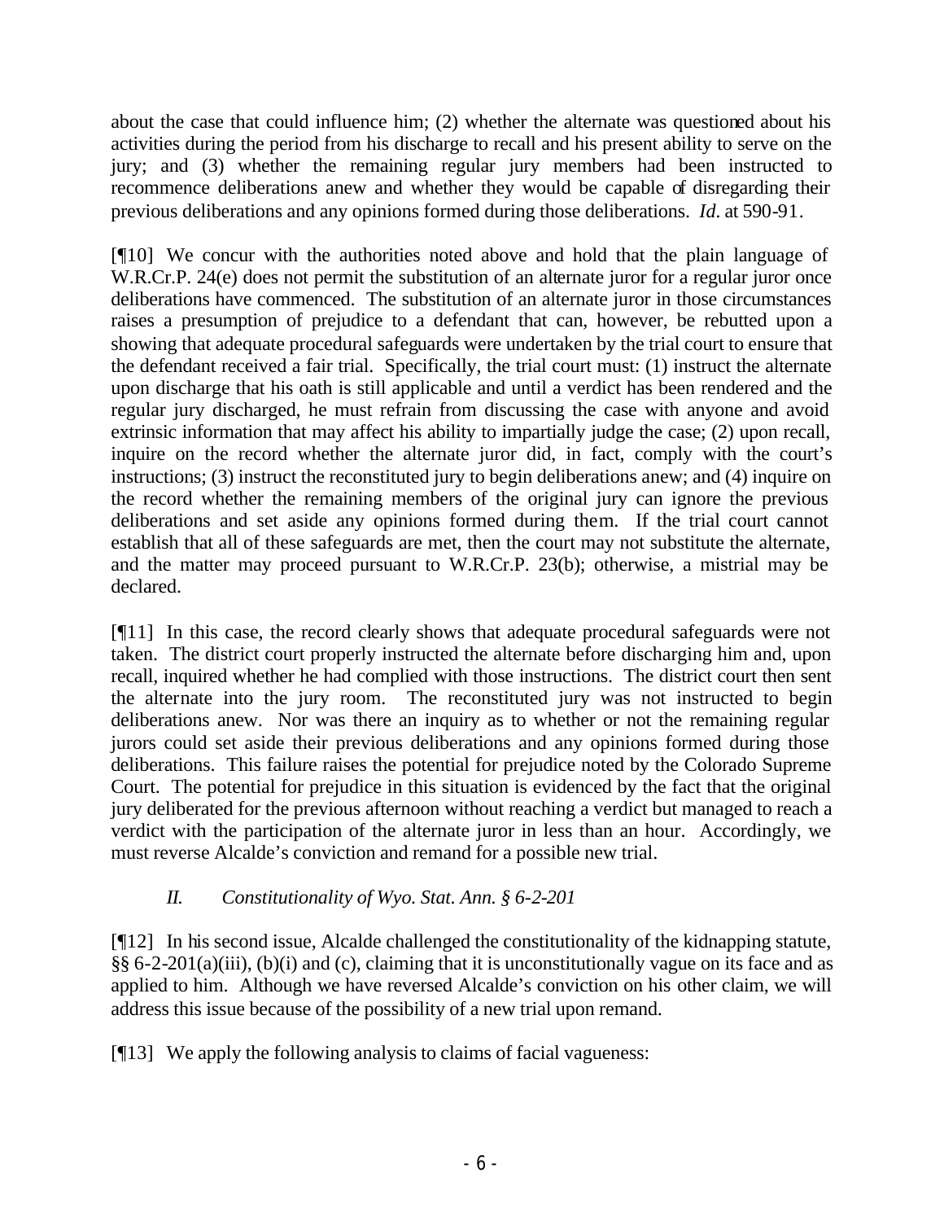about the case that could influence him; (2) whether the alternate was questioned about his activities during the period from his discharge to recall and his present ability to serve on the jury; and (3) whether the remaining regular jury members had been instructed to recommence deliberations anew and whether they would be capable of disregarding their previous deliberations and any opinions formed during those deliberations. *Id*. at 590-91.

[¶10] We concur with the authorities noted above and hold that the plain language of W.R.Cr.P. 24(e) does not permit the substitution of an alternate juror for a regular juror once deliberations have commenced. The substitution of an alternate juror in those circumstances raises a presumption of prejudice to a defendant that can, however, be rebutted upon a showing that adequate procedural safeguards were undertaken by the trial court to ensure that the defendant received a fair trial. Specifically, the trial court must: (1) instruct the alternate upon discharge that his oath is still applicable and until a verdict has been rendered and the regular jury discharged, he must refrain from discussing the case with anyone and avoid extrinsic information that may affect his ability to impartially judge the case; (2) upon recall, inquire on the record whether the alternate juror did, in fact, comply with the court's instructions; (3) instruct the reconstituted jury to begin deliberations anew; and (4) inquire on the record whether the remaining members of the original jury can ignore the previous deliberations and set aside any opinions formed during them. If the trial court cannot establish that all of these safeguards are met, then the court may not substitute the alternate, and the matter may proceed pursuant to W.R.Cr.P. 23(b); otherwise, a mistrial may be declared.

[¶11] In this case, the record clearly shows that adequate procedural safeguards were not taken. The district court properly instructed the alternate before discharging him and, upon recall, inquired whether he had complied with those instructions. The district court then sent the alternate into the jury room. The reconstituted jury was not instructed to begin deliberations anew. Nor was there an inquiry as to whether or not the remaining regular jurors could set aside their previous deliberations and any opinions formed during those deliberations. This failure raises the potential for prejudice noted by the Colorado Supreme Court. The potential for prejudice in this situation is evidenced by the fact that the original jury deliberated for the previous afternoon without reaching a verdict but managed to reach a verdict with the participation of the alternate juror in less than an hour. Accordingly, we must reverse Alcalde's conviction and remand for a possible new trial.

### *II. Constitutionality of Wyo. Stat. Ann. § 6-2-201*

[¶12] In his second issue, Alcalde challenged the constitutionality of the kidnapping statute, §§ 6-2-201(a)(iii), (b)(i) and (c), claiming that it is unconstitutionally vague on its face and as applied to him. Although we have reversed Alcalde's conviction on his other claim, we will address this issue because of the possibility of a new trial upon remand.

[¶13] We apply the following analysis to claims of facial vagueness: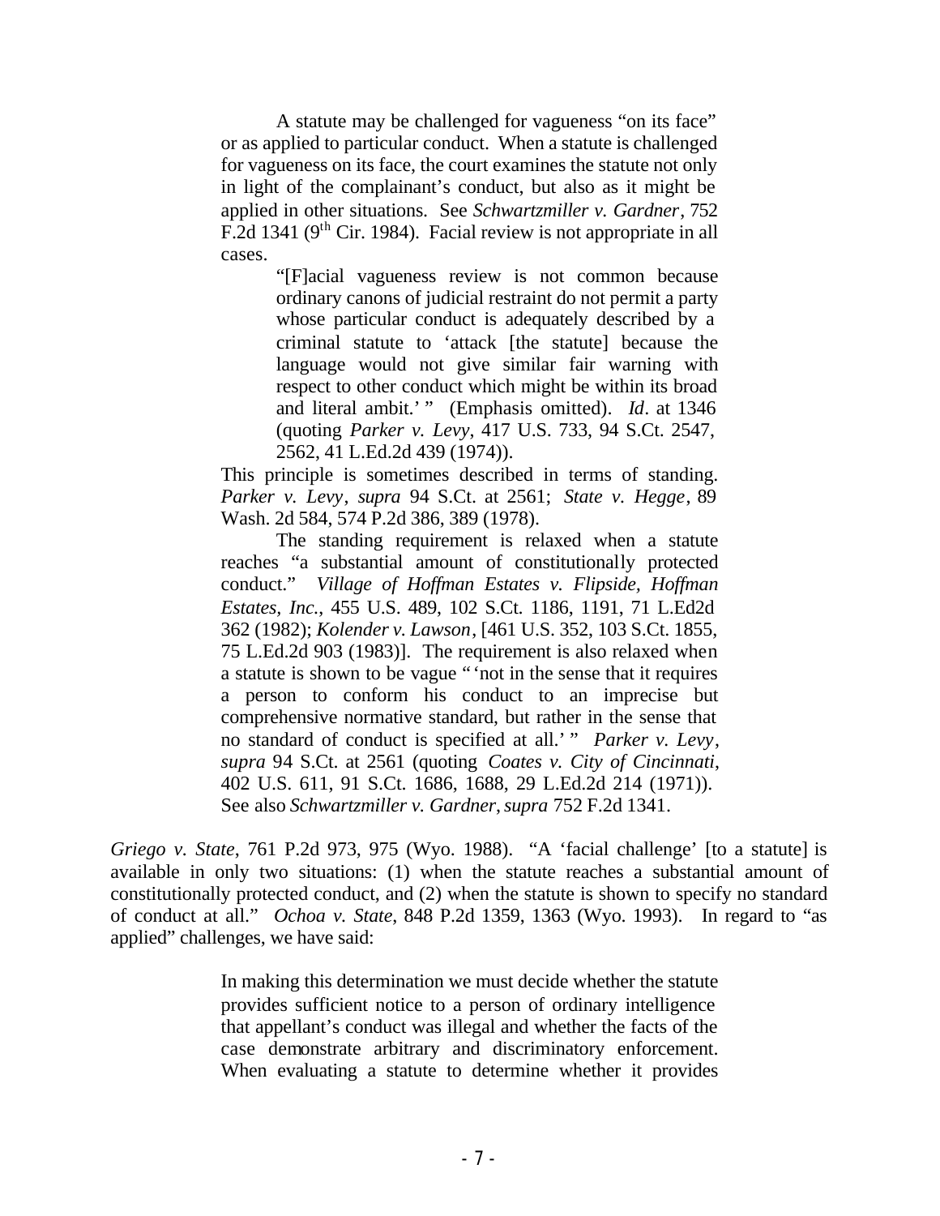> A statute may be challenged for vagueness "on its face" or as applied to particular conduct. When a statute is challenged for vagueness on its face, the court examines the statute not only in light of the complainant's conduct, but also as it might be applied in other situations. See *Schwartzmiller v. Gardner*, 752 F.2d 1341 (9th Cir. 1984). Facial review is not appropriate in all cases.
>
> > "[F]acial vagueness review is not common because ordinary canons of judicial restraint do not permit a party whose particular conduct is adequately described by a criminal statute to 'attack [the statute] because the language would not give similar fair warning with respect to other conduct which might be within its broad and literal ambit.' " (Emphasis omitted). *Id*. at 1346 (quoting *Parker v. Levy*, 417 U.S. 733, 94 S.Ct. 2547, 2562, 41 L.Ed.2d 439 (1974)).
>
> This principle is sometimes described in terms of standing. *Parker v. Levy*, *supra* 94 S.Ct. at 2561; *State v. Hegge*, 89 Wash. 2d 584, 574 P.2d 386, 389 (1978).
>
> The standing requirement is relaxed when a statute reaches "a substantial amount of constitutionally protected conduct." *Village of Hoffman Estates v. Flipside, Hoffman Estates, Inc.*, 455 U.S. 489, 102 S.Ct. 1186, 1191, 71 L.Ed2d 362 (1982); *Kolender v. Lawson*, [461 U.S. 352, 103 S.Ct. 1855, 75 L.Ed.2d 903 (1983)]. The requirement is also relaxed when a statute is shown to be vague " 'not in the sense that it requires a person to conform his conduct to an imprecise but comprehensive normative standard, but rather in the sense that no standard of conduct is specified at all.' " *Parker v. Levy*, *supra* 94 S.Ct. at 2561 (quoting *Coates v. City of Cincinnati*, 402 U.S. 611, 91 S.Ct. 1686, 1688, 29 L.Ed.2d 214 (1971)). See also *Schwartzmiller v. Gardner*, *supra* 752 F.2d 1341.

*Griego v. State*, 761 P.2d 973, 975 (Wyo. 1988). "A 'facial challenge' [to a statute] is available in only two situations: (1) when the statute reaches a substantial amount of constitutionally protected conduct, and (2) when the statute is shown to specify no standard of conduct at all." *Ochoa v. State*, 848 P.2d 1359, 1363 (Wyo. 1993). In regard to "as applied" challenges, we have said:

> In making this determination we must decide whether the statute provides sufficient notice to a person of ordinary intelligence that appellant's conduct was illegal and whether the facts of the case demonstrate arbitrary and discriminatory enforcement. When evaluating a statute to determine whether it provides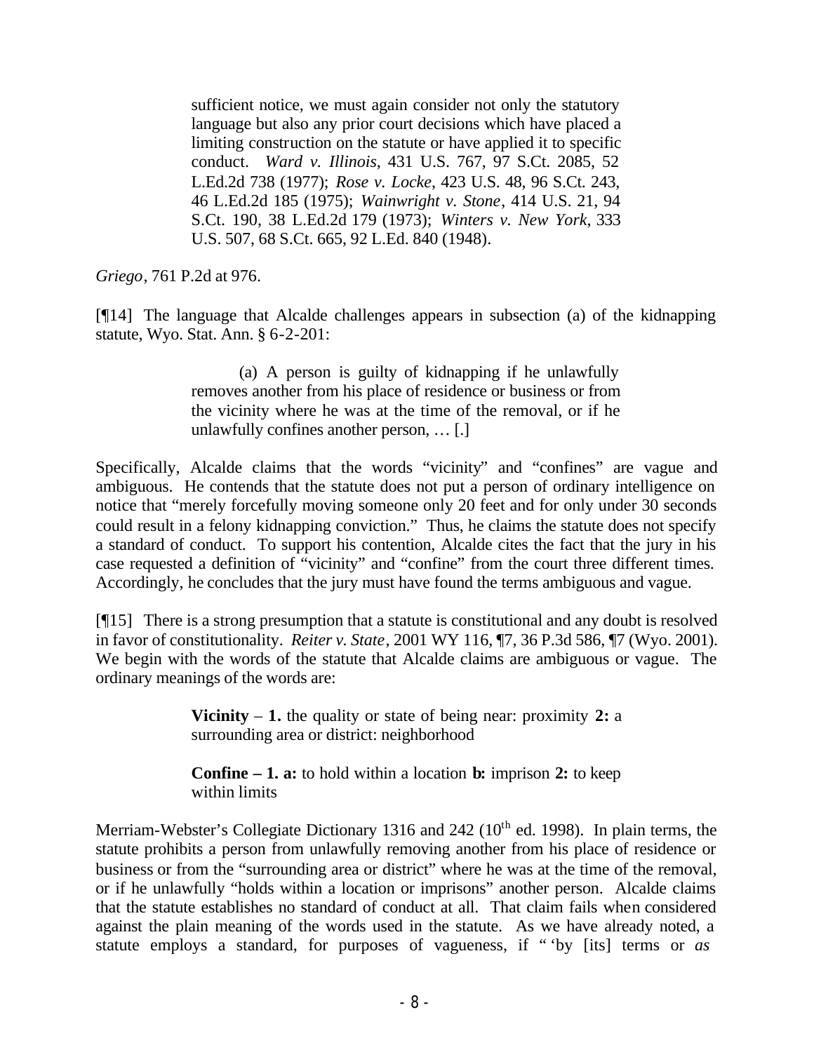> sufficient notice, we must again consider not only the statutory language but also any prior court decisions which have placed a limiting construction on the statute or have applied it to specific conduct. *Ward v. Illinois*, 431 U.S. 767, 97 S.Ct. 2085, 52 L.Ed.2d 738 (1977); *Rose v. Locke*, 423 U.S. 48, 96 S.Ct. 243, 46 L.Ed.2d 185 (1975); *Wainwright v. Stone*, 414 U.S. 21, 94 S.Ct. 190, 38 L.Ed.2d 179 (1973); *Winters v. New York*, 333 U.S. 507, 68 S.Ct. 665, 92 L.Ed. 840 (1948).

*Griego*, 761 P.2d at 976.

[¶14] The language that Alcalde challenges appears in subsection (a) of the kidnapping statute, Wyo. Stat. Ann. § 6-2-201:

> (a) A person is guilty of kidnapping if he unlawfully removes another from his place of residence or business or from the vicinity where he was at the time of the removal, or if he unlawfully confines another person, … [.]

Specifically, Alcalde claims that the words "vicinity" and "confines" are vague and ambiguous. He contends that the statute does not put a person of ordinary intelligence on notice that "merely forcefully moving someone only 20 feet and for only under 30 seconds could result in a felony kidnapping conviction." Thus, he claims the statute does not specify a standard of conduct. To support his contention, Alcalde cites the fact that the jury in his case requested a definition of "vicinity" and "confine" from the court three different times. Accordingly, he concludes that the jury must have found the terms ambiguous and vague.

[¶15] There is a strong presumption that a statute is constitutional and any doubt is resolved in favor of constitutionality. *Reiter v. State*, 2001 WY 116, ¶7, 36 P.3d 586, ¶7 (Wyo. 2001). We begin with the words of the statute that Alcalde claims are ambiguous or vague. The ordinary meanings of the words are:

> **Vicinity** – **1.** the quality or state of being near: proximity **2:** a surrounding area or district: neighborhood
>
> **Confine – 1. a:** to hold within a location **b:** imprison **2:** to keep within limits

Merriam-Webster's Collegiate Dictionary 1316 and 242 (10th ed. 1998). In plain terms, the statute prohibits a person from unlawfully removing another from his place of residence or business or from the "surrounding area or district" where he was at the time of the removal, or if he unlawfully "holds within a location or imprisons" another person. Alcalde claims that the statute establishes no standard of conduct at all. That claim fails when considered against the plain meaning of the words used in the statute. As we have already noted, a statute employs a standard, for purposes of vagueness, if " 'by [its] terms or *as*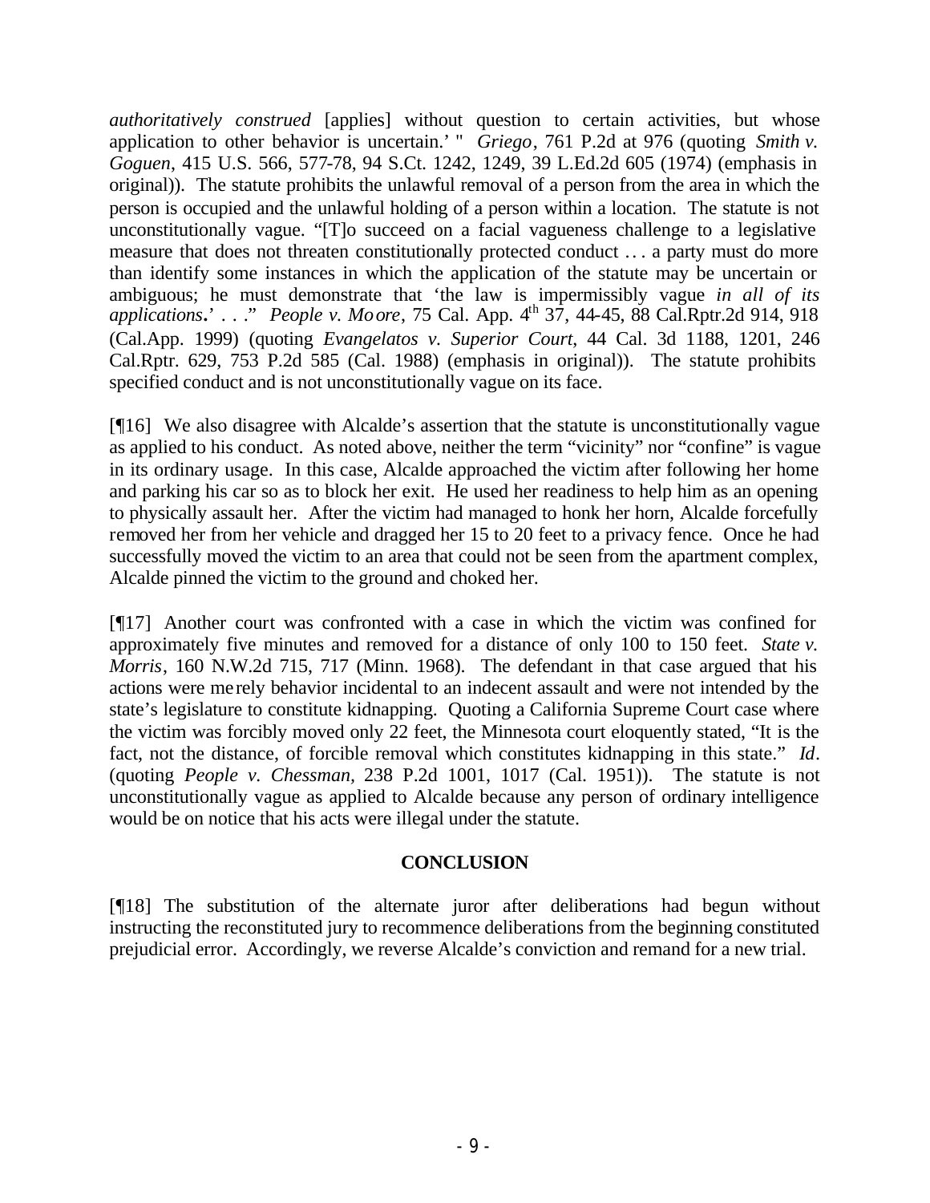*authoritatively construed* [applies] without question to certain activities, but whose application to other behavior is uncertain.' " *Griego*, 761 P.2d at 976 (quoting *Smith v. Goguen*, 415 U.S. 566, 577-78, 94 S.Ct. 1242, 1249, 39 L.Ed.2d 605 (1974) (emphasis in original)). The statute prohibits the unlawful removal of a person from the area in which the person is occupied and the unlawful holding of a person within a location. The statute is not unconstitutionally vague. "[T]o succeed on a facial vagueness challenge to a legislative measure that does not threaten constitutionally protected conduct . . . a party must do more than identify some instances in which the application of the statute may be uncertain or ambiguous; he must demonstrate that 'the law is impermissibly vague *in all of its applications*.' . . ." *People v. Moore*, 75 Cal. App. 4th 37, 44-45, 88 Cal.Rptr.2d 914, 918 (Cal.App. 1999) (quoting *Evangelatos v. Superior Court*, 44 Cal. 3d 1188, 1201, 246 Cal.Rptr. 629, 753 P.2d 585 (Cal. 1988) (emphasis in original)). The statute prohibits specified conduct and is not unconstitutionally vague on its face.

[¶16] We also disagree with Alcalde's assertion that the statute is unconstitutionally vague as applied to his conduct. As noted above, neither the term "vicinity" nor "confine" is vague in its ordinary usage. In this case, Alcalde approached the victim after following her home and parking his car so as to block her exit. He used her readiness to help him as an opening to physically assault her. After the victim had managed to honk her horn, Alcalde forcefully removed her from her vehicle and dragged her 15 to 20 feet to a privacy fence. Once he had successfully moved the victim to an area that could not be seen from the apartment complex, Alcalde pinned the victim to the ground and choked her.

[¶17] Another court was confronted with a case in which the victim was confined for approximately five minutes and removed for a distance of only 100 to 150 feet. *State v. Morris*, 160 N.W.2d 715, 717 (Minn. 1968). The defendant in that case argued that his actions were merely behavior incidental to an indecent assault and were not intended by the state's legislature to constitute kidnapping. Quoting a California Supreme Court case where the victim was forcibly moved only 22 feet, the Minnesota court eloquently stated, "It is the fact, not the distance, of forcible removal which constitutes kidnapping in this state." *Id*. (quoting *People v. Chessman,* 238 P.2d 1001, 1017 (Cal. 1951)). The statute is not unconstitutionally vague as applied to Alcalde because any person of ordinary intelligence would be on notice that his acts were illegal under the statute.

## CONCLUSION

[¶18] The substitution of the alternate juror after deliberations had begun without instructing the reconstituted jury to recommence deliberations from the beginning constituted prejudicial error. Accordingly, we reverse Alcalde's conviction and remand for a new trial.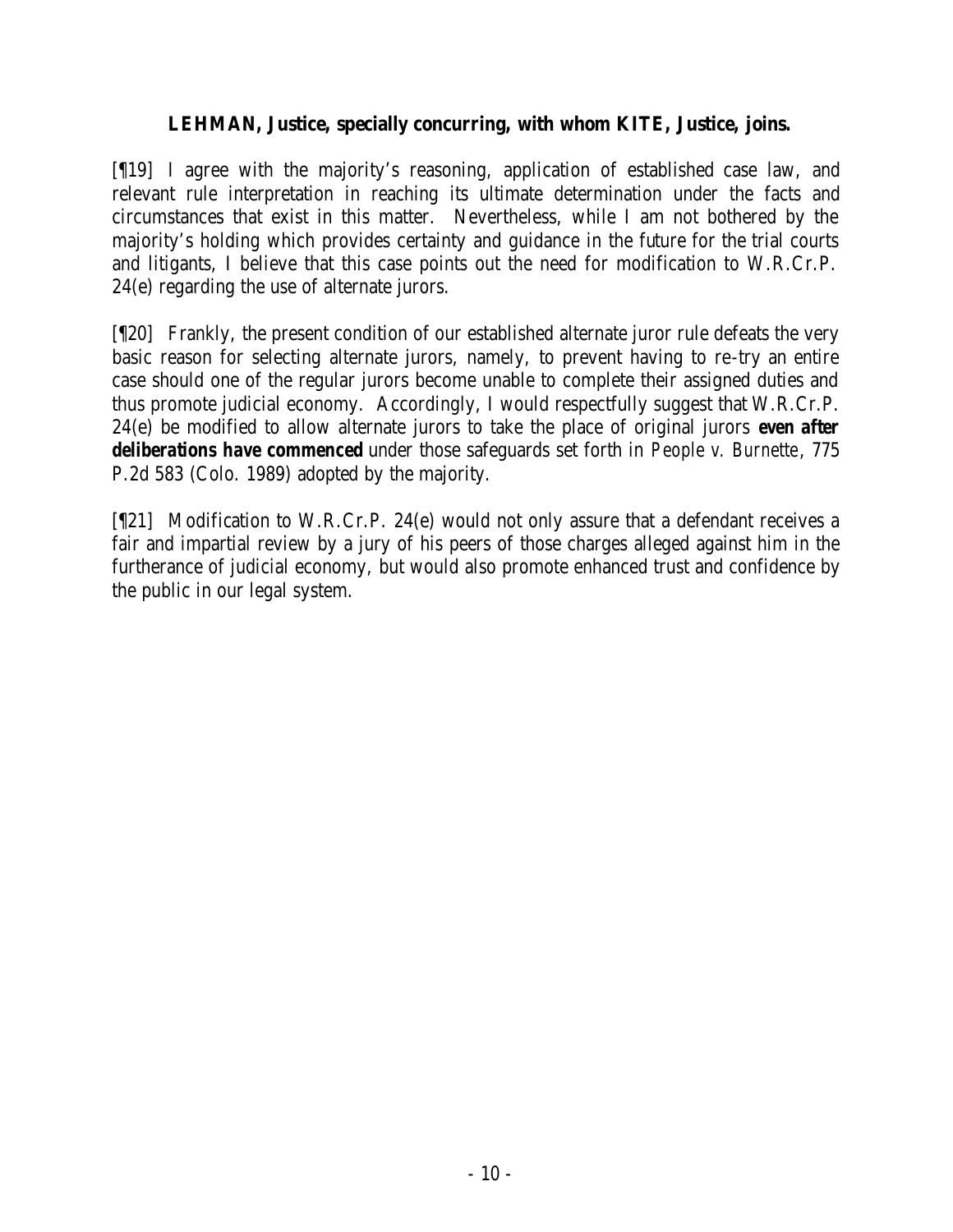**LEHMAN, Justice, specially concurring, with whom KITE, Justice, joins.**

[¶19] I agree with the majority's reasoning, application of established case law, and relevant rule interpretation in reaching its ultimate determination under the facts and circumstances that exist in this matter. Nevertheless, while I am not bothered by the majority's holding which provides certainty and guidance in the future for the trial courts and litigants, I believe that this case points out the need for modification to W.R.Cr.P. 24(e) regarding the use of alternate jurors.

[¶20] Frankly, the present condition of our established alternate juror rule defeats the very basic reason for selecting alternate jurors, namely, to prevent having to re-try an entire case should one of the regular jurors become unable to complete their assigned duties and thus promote judicial economy. Accordingly, I would respectfully suggest that W.R.Cr.P. 24(e) be modified to allow alternate jurors to take the place of original jurors **even after deliberations have commenced** under those safeguards set forth in *People v. Burnette*, 775 P.2d 583 (Colo. 1989) adopted by the majority.

[¶21] Modification to W.R.Cr.P. 24(e) would not only assure that a defendant receives a fair and impartial review by a jury of his peers of those charges alleged against him in the furtherance of judicial economy, but would also promote enhanced trust and confidence by the public in our legal system.